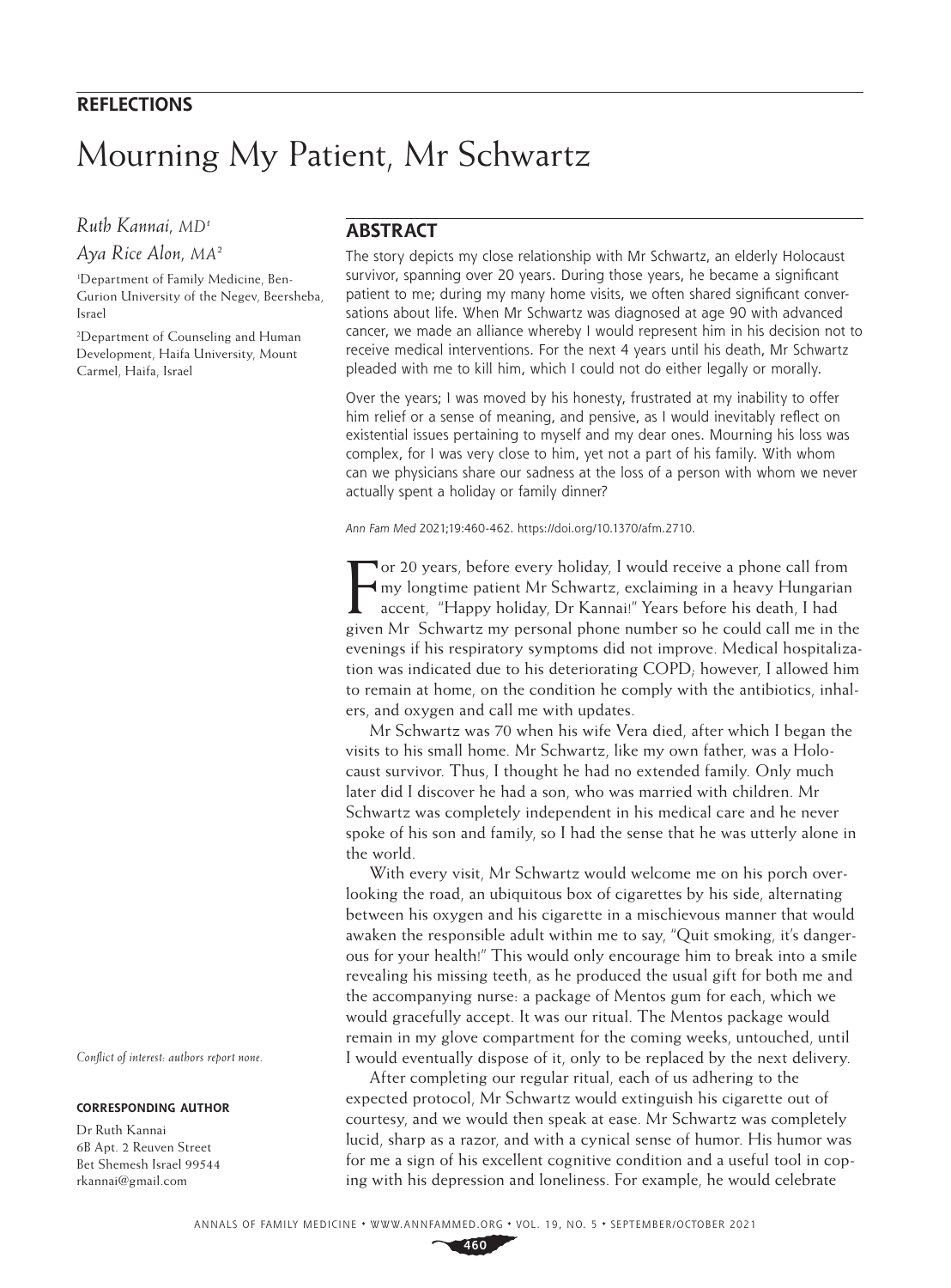**REFLECTIONS**

# Mourning My Patient, Mr Schwartz

*Ruth Kannai, MD*[1]

*Aya Rice Alon, MA*[2]

[1]Department of Family Medicine, Ben-Gurion University of the Negev, Beersheba, Israel

[2]Department of Counseling and Human Development, Haifa University, Mount Carmel, Haifa, Israel

*Conflict of interest: authors report none.*

**CORRESPONDING AUTHOR**

Dr Ruth Kannai
6B Apt. 2 Reuven Street
Bet Shemesh Israel 99544
rkannai@gmail.com

## ABSTRACT

The story depicts my close relationship with Mr Schwartz, an elderly Holocaust survivor, spanning over 20 years. During those years, he became a significant patient to me; during my many home visits, we often shared significant conversations about life. When Mr Schwartz was diagnosed at age 90 with advanced cancer, we made an alliance whereby I would represent him in his decision not to receive medical interventions. For the next 4 years until his death, Mr Schwartz pleaded with me to kill him, which I could not do either legally or morally.

Over the years; I was moved by his honesty, frustrated at my inability to offer him relief or a sense of meaning, and pensive, as I would inevitably reflect on existential issues pertaining to myself and my dear ones. Mourning his loss was complex, for I was very close to him, yet not a part of his family. With whom can we physicians share our sadness at the loss of a person with whom we never actually spent a holiday or family dinner?

*Ann Fam Med* 2021;19:460-462. https://doi.org/10.1370/afm.2710.

For 20 years, before every holiday, I would receive a phone call from my longtime patient Mr Schwartz, exclaiming in a heavy Hungarian accent, "Happy holiday, Dr Kannai!" Years before his death, I had given Mr Schwartz my personal phone number so he could call me in the evenings if his respiratory symptoms did not improve. Medical hospitalization was indicated due to his deteriorating COPD; however, I allowed him to remain at home, on the condition he comply with the antibiotics, inhalers, and oxygen and call me with updates.

Mr Schwartz was 70 when his wife Vera died, after which I began the visits to his small home. Mr Schwartz, like my own father, was a Holocaust survivor. Thus, I thought he had no extended family. Only much later did I discover he had a son, who was married with children. Mr Schwartz was completely independent in his medical care and he never spoke of his son and family, so I had the sense that he was utterly alone in the world.

With every visit, Mr Schwartz would welcome me on his porch overlooking the road, an ubiquitous box of cigarettes by his side, alternating between his oxygen and his cigarette in a mischievous manner that would awaken the responsible adult within me to say, "Quit smoking, it's dangerous for your health!" This would only encourage him to break into a smile revealing his missing teeth, as he produced the usual gift for both me and the accompanying nurse: a package of Mentos gum for each, which we would gracefully accept. It was our ritual. The Mentos package would remain in my glove compartment for the coming weeks, untouched, until I would eventually dispose of it, only to be replaced by the next delivery.

After completing our regular ritual, each of us adhering to the expected protocol, Mr Schwartz would extinguish his cigarette out of courtesy, and we would then speak at ease. Mr Schwartz was completely lucid, sharp as a razor, and with a cynical sense of humor. His humor was for me a sign of his excellent cognitive condition and a useful tool in coping with his depression and loneliness. For example, he would celebrate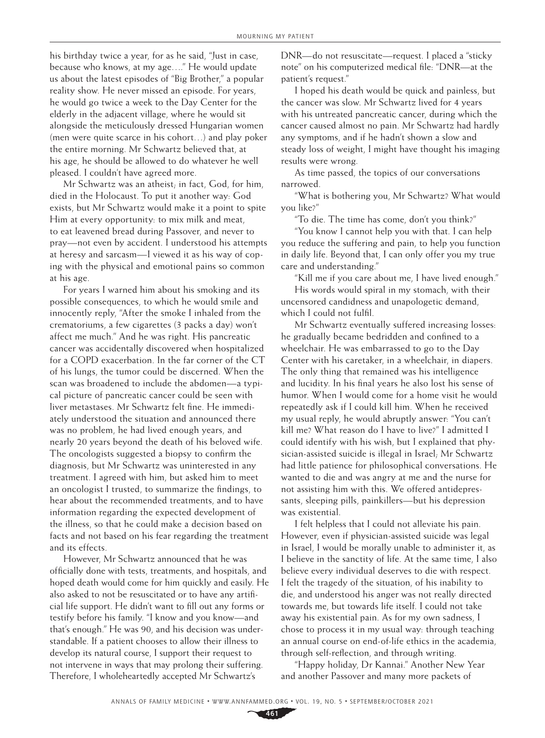his birthday twice a year, for as he said, "Just in case, because who knows, at my age…." He would update us about the latest episodes of "Big Brother," a popular reality show. He never missed an episode. For years, he would go twice a week to the Day Center for the elderly in the adjacent village, where he would sit alongside the meticulously dressed Hungarian women (men were quite scarce in his cohort…) and play poker the entire morning. Mr Schwartz believed that, at his age, he should be allowed to do whatever he well pleased. I couldn't have agreed more.

Mr Schwartz was an atheist; in fact, God, for him, died in the Holocaust. To put it another way: God exists, but Mr Schwartz would make it a point to spite Him at every opportunity: to mix milk and meat, to eat leavened bread during Passover, and never to pray—not even by accident. I understood his attempts at heresy and sarcasm—I viewed it as his way of coping with the physical and emotional pains so common at his age.

For years I warned him about his smoking and its possible consequences, to which he would smile and innocently reply, "After the smoke I inhaled from the crematoriums, a few cigarettes (3 packs a day) won't affect me much." And he was right. His pancreatic cancer was accidentally discovered when hospitalized for a COPD exacerbation. In the far corner of the CT of his lungs, the tumor could be discerned. When the scan was broadened to include the abdomen—a typical picture of pancreatic cancer could be seen with liver metastases. Mr Schwartz felt fine. He immediately understood the situation and announced there was no problem, he had lived enough years, and nearly 20 years beyond the death of his beloved wife. The oncologists suggested a biopsy to confirm the diagnosis, but Mr Schwartz was uninterested in any treatment. I agreed with him, but asked him to meet an oncologist I trusted, to summarize the findings, to hear about the recommended treatments, and to have information regarding the expected development of the illness, so that he could make a decision based on facts and not based on his fear regarding the treatment and its effects.

However, Mr Schwartz announced that he was officially done with tests, treatments, and hospitals, and hoped death would come for him quickly and easily. He also asked to not be resuscitated or to have any artificial life support. He didn't want to fill out any forms or testify before his family. "I know and you know—and that's enough." He was 90, and his decision was understandable. If a patient chooses to allow their illness to develop its natural course, I support their request to not intervene in ways that may prolong their suffering. Therefore, I wholeheartedly accepted Mr Schwartz's DNR—do not resuscitate—request. I placed a "sticky note" on his computerized medical file: "DNR—at the patient's request."

I hoped his death would be quick and painless, but the cancer was slow. Mr Schwartz lived for 4 years with his untreated pancreatic cancer, during which the cancer caused almost no pain. Mr Schwartz had hardly any symptoms, and if he hadn't shown a slow and steady loss of weight, I might have thought his imaging results were wrong.

As time passed, the topics of our conversations narrowed.

"What is bothering you, Mr Schwartz? What would you like?"

"To die. The time has come, don't you think?"

"You know I cannot help you with that. I can help you reduce the suffering and pain, to help you function in daily life. Beyond that, I can only offer you my true care and understanding."

"Kill me if you care about me, I have lived enough."

His words would spiral in my stomach, with their uncensored candidness and unapologetic demand, which I could not fulfil.

Mr Schwartz eventually suffered increasing losses: he gradually became bedridden and confined to a wheelchair. He was embarrassed to go to the Day Center with his caretaker, in a wheelchair, in diapers. The only thing that remained was his intelligence and lucidity. In his final years he also lost his sense of humor. When I would come for a home visit he would repeatedly ask if I could kill him. When he received my usual reply, he would abruptly answer: "You can't kill me? What reason do I have to live?" I admitted I could identify with his wish, but I explained that physician-assisted suicide is illegal in Israel; Mr Schwartz had little patience for philosophical conversations. He wanted to die and was angry at me and the nurse for not assisting him with this. We offered antidepressants, sleeping pills, painkillers—but his depression was existential.

I felt helpless that I could not alleviate his pain. However, even if physician-assisted suicide was legal in Israel, I would be morally unable to administer it, as I believe in the sanctity of life. At the same time, I also believe every individual deserves to die with respect. I felt the tragedy of the situation, of his inability to die, and understood his anger was not really directed towards me, but towards life itself. I could not take away his existential pain. As for my own sadness, I chose to process it in my usual way: through teaching an annual course on end-of-life ethics in the academia, through self-reflection, and through writing.

"Happy holiday, Dr Kannai." Another New Year and another Passover and many more packets of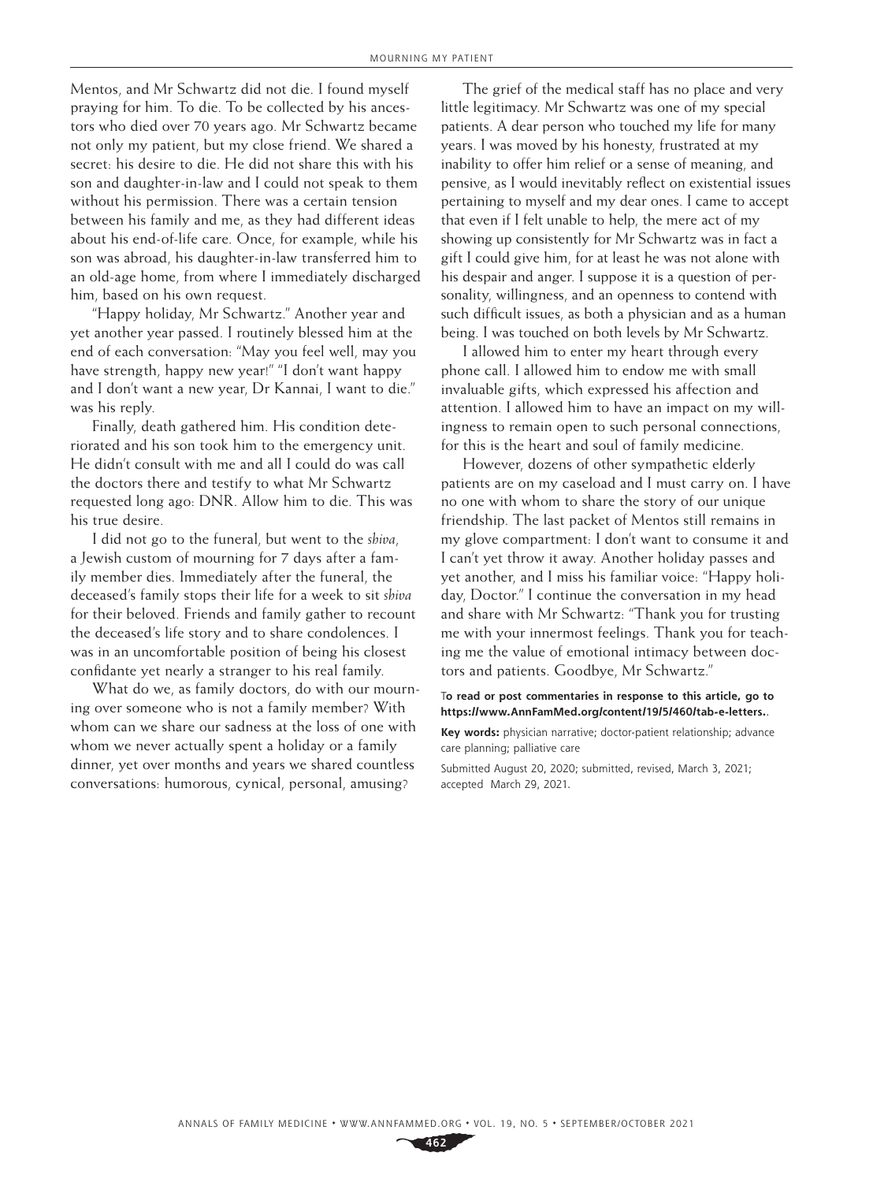Mentos, and Mr Schwartz did not die. I found myself praying for him. To die. To be collected by his ancestors who died over 70 years ago. Mr Schwartz became not only my patient, but my close friend. We shared a secret: his desire to die. He did not share this with his son and daughter-in-law and I could not speak to them without his permission. There was a certain tension between his family and me, as they had different ideas about his end-of-life care. Once, for example, while his son was abroad, his daughter-in-law transferred him to an old-age home, from where I immediately discharged him, based on his own request.

"Happy holiday, Mr Schwartz." Another year and yet another year passed. I routinely blessed him at the end of each conversation: "May you feel well, may you have strength, happy new year!" "I don't want happy and I don't want a new year, Dr Kannai, I want to die." was his reply.

Finally, death gathered him. His condition deteriorated and his son took him to the emergency unit. He didn't consult with me and all I could do was call the doctors there and testify to what Mr Schwartz requested long ago: DNR. Allow him to die. This was his true desire.

I did not go to the funeral, but went to the *shiva*, a Jewish custom of mourning for 7 days after a family member dies. Immediately after the funeral, the deceased's family stops their life for a week to sit *shiva* for their beloved. Friends and family gather to recount the deceased's life story and to share condolences. I was in an uncomfortable position of being his closest confidante yet nearly a stranger to his real family.

What do we, as family doctors, do with our mourning over someone who is not a family member? With whom can we share our sadness at the loss of one with whom we never actually spent a holiday or a family dinner, yet over months and years we shared countless conversations: humorous, cynical, personal, amusing?

The grief of the medical staff has no place and very little legitimacy. Mr Schwartz was one of my special patients. A dear person who touched my life for many years. I was moved by his honesty, frustrated at my inability to offer him relief or a sense of meaning, and pensive, as I would inevitably reflect on existential issues pertaining to myself and my dear ones. I came to accept that even if I felt unable to help, the mere act of my showing up consistently for Mr Schwartz was in fact a gift I could give him, for at least he was not alone with his despair and anger. I suppose it is a question of personality, willingness, and an openness to contend with such difficult issues, as both a physician and as a human being. I was touched on both levels by Mr Schwartz.

I allowed him to enter my heart through every phone call. I allowed him to endow me with small invaluable gifts, which expressed his affection and attention. I allowed him to have an impact on my willingness to remain open to such personal connections, for this is the heart and soul of family medicine.

However, dozens of other sympathetic elderly patients are on my caseload and I must carry on. I have no one with whom to share the story of our unique friendship. The last packet of Mentos still remains in my glove compartment: I don't want to consume it and I can't yet throw it away. Another holiday passes and yet another, and I miss his familiar voice: "Happy holiday, Doctor." I continue the conversation in my head and share with Mr Schwartz: "Thank you for trusting me with your innermost feelings. Thank you for teaching me the value of emotional intimacy between doctors and patients. Goodbye, Mr Schwartz."

T**o read or post commentaries in response to this article, go to https://www.AnnFamMed.org/content/19/5/460/tab-e-letters.**.

**Key words:** physician narrative; doctor-patient relationship; advance care planning; palliative care

Submitted August 20, 2020; submitted, revised, March 3, 2021; accepted March 29, 2021.